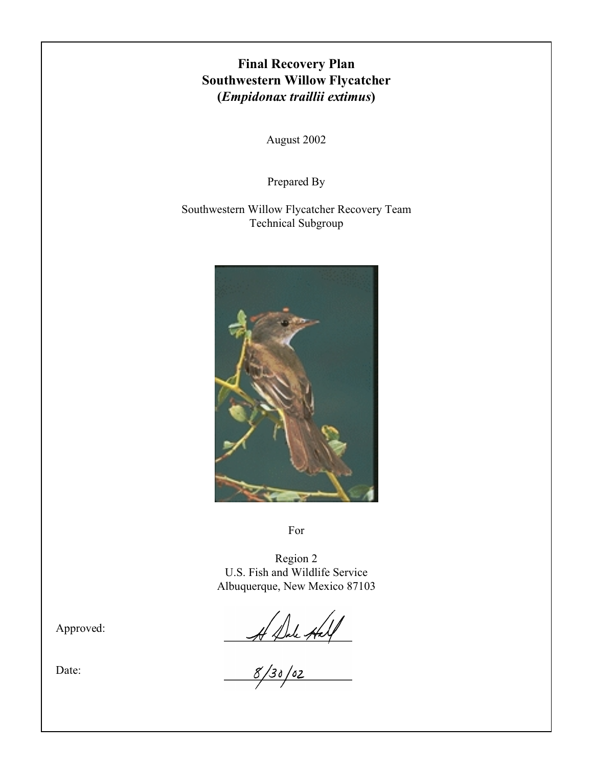# Final Recovery Plan
# Southwestern Willow Flycatcher
# (*Empidonax traillii extimus*)

August 2002

Prepared By

Southwestern Willow Flycatcher Recovery Team
Technical Subgroup

For

Region 2
U.S. Fish and Wildlife Service
Albuquerque, New Mexico 87103

Approved: H Dale Hall

Date: 8/30/02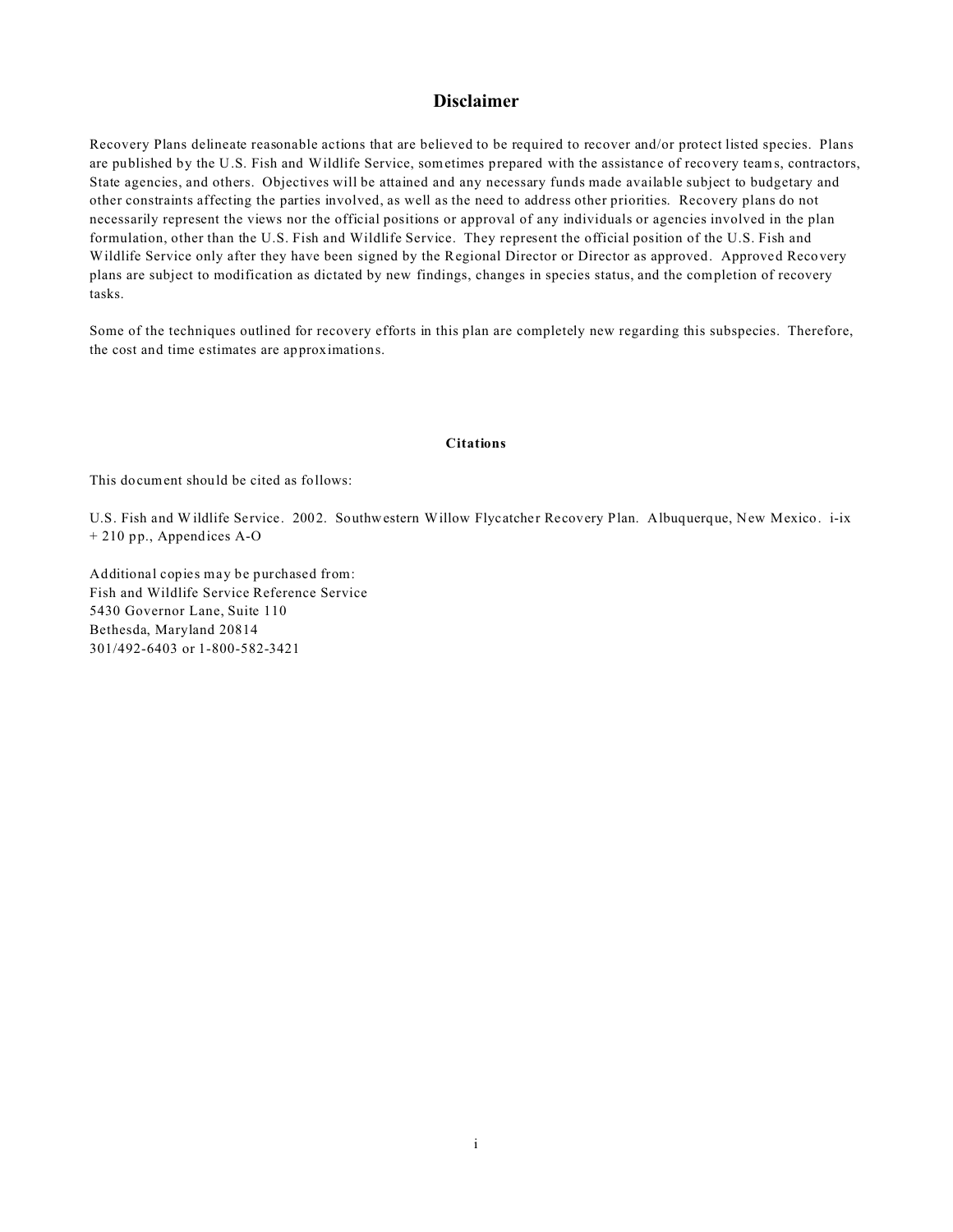## Disclaimer

Recovery Plans delineate reasonable actions that are believed to be required to recover and/or protect listed species. Plans are published by the U.S. Fish and Wildlife Service, sometimes prepared with the assistance of recovery teams, contractors, State agencies, and others. Objectives will be attained and any necessary funds made available subject to budgetary and other constraints affecting the parties involved, as well as the need to address other priorities. Recovery plans do not necessarily represent the views nor the official positions or approval of any individuals or agencies involved in the plan formulation, other than the U.S. Fish and Wildlife Service. They represent the official position of the U.S. Fish and Wildlife Service only after they have been signed by the Regional Director or Director as approved. Approved Recovery plans are subject to modification as dictated by new findings, changes in species status, and the completion of recovery tasks.

Some of the techniques outlined for recovery efforts in this plan are completely new regarding this subspecies. Therefore, the cost and time estimates are approximations.

### Citations

This document should be cited as follows:

U.S. Fish and Wildlife Service. 2002. Southwestern Willow Flycatcher Recovery Plan. Albuquerque, New Mexico. i-ix + 210 pp., Appendices A-O

Additional copies may be purchased from:
Fish and Wildlife Service Reference Service
5430 Governor Lane, Suite 110
Bethesda, Maryland 20814
301/492-6403 or 1-800-582-3421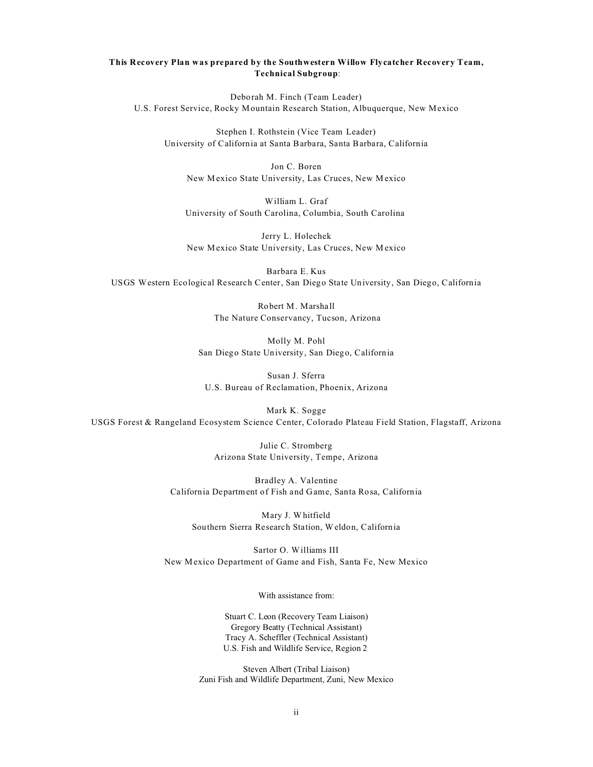**This Recovery Plan was prepared by the Southwestern Willow Flycatcher Recovery Team, Technical Subgroup**:

Deborah M. Finch (Team Leader)
U.S. Forest Service, Rocky Mountain Research Station, Albuquerque, New Mexico

Stephen I. Rothstein (Vice Team Leader)
University of California at Santa Barbara, Santa Barbara, California

Jon C. Boren
New Mexico State University, Las Cruces, New Mexico

William L. Graf
University of South Carolina, Columbia, South Carolina

Jerry L. Holechek
New Mexico State University, Las Cruces, New Mexico

Barbara E. Kus
USGS Western Ecological Research Center, San Diego State University, San Diego, California

Robert M. Marshall
The Nature Conservancy, Tucson, Arizona

Molly M. Pohl
San Diego State University, San Diego, California

Susan J. Sferra
U.S. Bureau of Reclamation, Phoenix, Arizona

Mark K. Sogge
USGS Forest & Rangeland Ecosystem Science Center, Colorado Plateau Field Station, Flagstaff, Arizona

Julie C. Stromberg
Arizona State University, Tempe, Arizona

Bradley A. Valentine
California Department of Fish and Game, Santa Rosa, California

Mary J. Whitfield
Southern Sierra Research Station, Weldon, California

Sartor O. Williams III
New Mexico Department of Game and Fish, Santa Fe, New Mexico

With assistance from:

Stuart C. Leon (Recovery Team Liaison)
Gregory Beatty (Technical Assistant)
Tracy A. Scheffler (Technical Assistant)
U.S. Fish and Wildlife Service, Region 2

Steven Albert (Tribal Liaison)
Zuni Fish and Wildlife Department, Zuni, New Mexico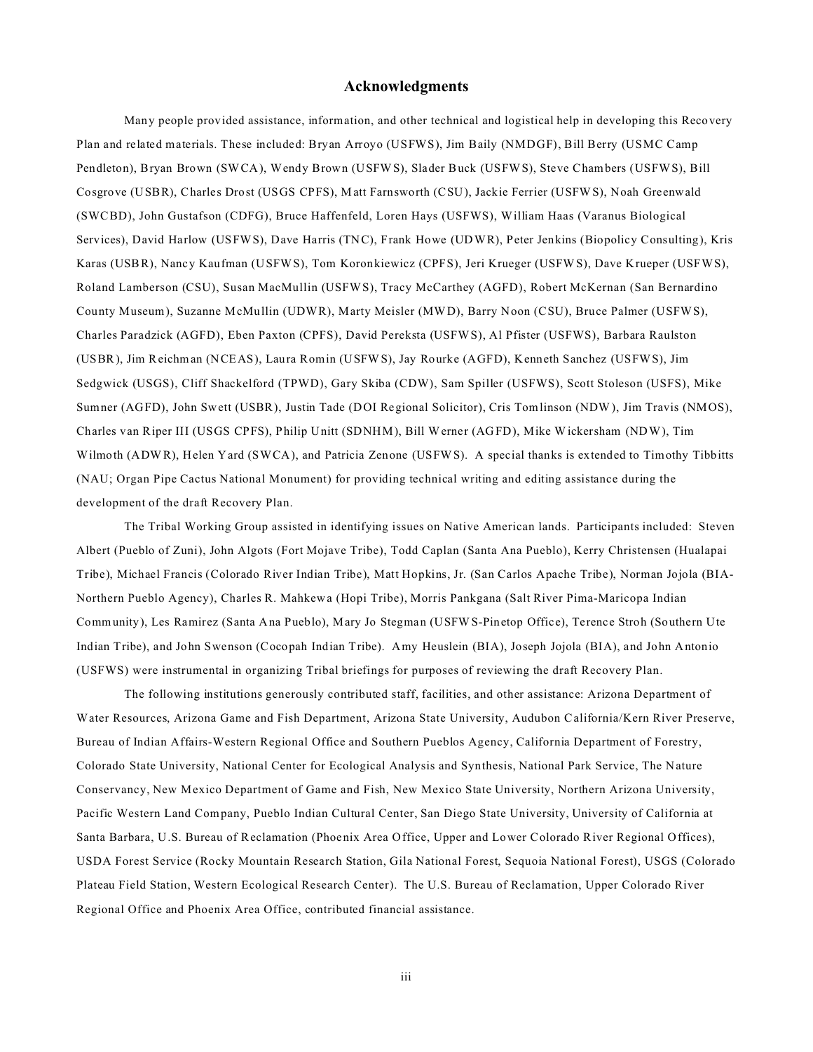# Acknowledgments

Many people provided assistance, information, and other technical and logistical help in developing this Recovery Plan and related materials. These included: Bryan Arroyo (USFWS), Jim Baily (NMDGF), Bill Berry (USMC Camp Pendleton), Bryan Brown (SWCA), Wendy Brown (USFWS), Slader Buck (USFWS), Steve Chambers (USFWS), Bill Cosgrove (USBR), Charles Drost (USGS CPFS), Matt Farnsworth (CSU), Jackie Ferrier (USFWS), Noah Greenwald (SWCBD), John Gustafson (CDFG), Bruce Haffenfeld, Loren Hays (USFWS), William Haas (Varanus Biological Services), David Harlow (USFWS), Dave Harris (TNC), Frank Howe (UDWR), Peter Jenkins (Biopolicy Consulting), Kris Karas (USBR), Nancy Kaufman (USFWS), Tom Koronkiewicz (CPFS), Jeri Krueger (USFWS), Dave Krueper (USFWS), Roland Lamberson (CSU), Susan MacMullin (USFWS), Tracy McCarthey (AGFD), Robert McKernan (San Bernardino County Museum), Suzanne McMullin (UDWR), Marty Meisler (MWD), Barry Noon (CSU), Bruce Palmer (USFWS), Charles Paradzick (AGFD), Eben Paxton (CPFS), David Pereksta (USFWS), Al Pfister (USFWS), Barbara Raulston (USBR), Jim Reichman (NCEAS), Laura Romin (USFWS), Jay Rourke (AGFD), Kenneth Sanchez (USFWS), Jim Sedgwick (USGS), Cliff Shackelford (TPWD), Gary Skiba (CDW), Sam Spiller (USFWS), Scott Stoleson (USFS), Mike Sumner (AGFD), John Swett (USBR), Justin Tade (DOI Regional Solicitor), Cris Tomlinson (NDW), Jim Travis (NMOS), Charles van Riper III (USGS CPFS), Philip Unitt (SDNHM), Bill Werner (AGFD), Mike Wickersham (NDW), Tim Wilmoth (ADWR), Helen Yard (SWCA), and Patricia Zenone (USFWS). A special thanks is extended to Timothy Tibbitts (NAU; Organ Pipe Cactus National Monument) for providing technical writing and editing assistance during the development of the draft Recovery Plan.

The Tribal Working Group assisted in identifying issues on Native American lands. Participants included: Steven Albert (Pueblo of Zuni), John Algots (Fort Mojave Tribe), Todd Caplan (Santa Ana Pueblo), Kerry Christensen (Hualapai Tribe), Michael Francis (Colorado River Indian Tribe), Matt Hopkins, Jr. (San Carlos Apache Tribe), Norman Jojola (BIA-Northern Pueblo Agency), Charles R. Mahkewa (Hopi Tribe), Morris Pankgana (Salt River Pima-Maricopa Indian Community), Les Ramirez (Santa Ana Pueblo), Mary Jo Stegman (USFWS-Pinetop Office), Terence Stroh (Southern Ute Indian Tribe), and John Swenson (Cocopah Indian Tribe). Amy Heuslein (BIA), Joseph Jojola (BIA), and John Antonio (USFWS) were instrumental in organizing Tribal briefings for purposes of reviewing the draft Recovery Plan.

The following institutions generously contributed staff, facilities, and other assistance: Arizona Department of Water Resources, Arizona Game and Fish Department, Arizona State University, Audubon California/Kern River Preserve, Bureau of Indian Affairs-Western Regional Office and Southern Pueblos Agency, California Department of Forestry, Colorado State University, National Center for Ecological Analysis and Synthesis, National Park Service, The Nature Conservancy, New Mexico Department of Game and Fish, New Mexico State University, Northern Arizona University, Pacific Western Land Company, Pueblo Indian Cultural Center, San Diego State University, University of California at Santa Barbara, U.S. Bureau of Reclamation (Phoenix Area Office, Upper and Lower Colorado River Regional Offices), USDA Forest Service (Rocky Mountain Research Station, Gila National Forest, Sequoia National Forest), USGS (Colorado Plateau Field Station, Western Ecological Research Center). The U.S. Bureau of Reclamation, Upper Colorado River Regional Office and Phoenix Area Office, contributed financial assistance.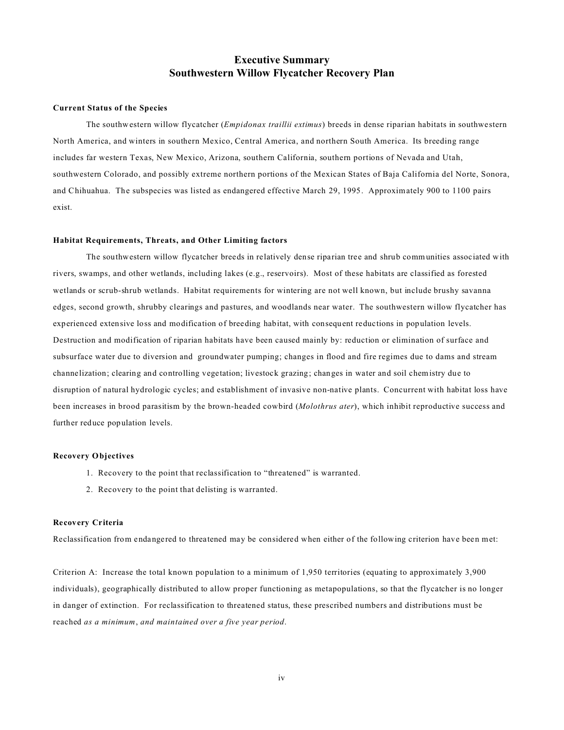# Executive Summary
# Southwestern Willow Flycatcher Recovery Plan

**Current Status of the Species**

The southwestern willow flycatcher (*Empidonax traillii extimus*) breeds in dense riparian habitats in southwestern North America, and winters in southern Mexico, Central America, and northern South America. Its breeding range includes far western Texas, New Mexico, Arizona, southern California, southern portions of Nevada and Utah, southwestern Colorado, and possibly extreme northern portions of the Mexican States of Baja California del Norte, Sonora, and Chihuahua. The subspecies was listed as endangered effective March 29, 1995. Approximately 900 to 1100 pairs exist.

**Habitat Requirements, Threats, and Other Limiting factors**

The southwestern willow flycatcher breeds in relatively dense riparian tree and shrub communities associated with rivers, swamps, and other wetlands, including lakes (e.g., reservoirs). Most of these habitats are classified as forested wetlands or scrub-shrub wetlands. Habitat requirements for wintering are not well known, but include brushy savanna edges, second growth, shrubby clearings and pastures, and woodlands near water. The southwestern willow flycatcher has experienced extensive loss and modification of breeding habitat, with consequent reductions in population levels. Destruction and modification of riparian habitats have been caused mainly by: reduction or elimination of surface and subsurface water due to diversion and groundwater pumping; changes in flood and fire regimes due to dams and stream channelization; clearing and controlling vegetation; livestock grazing; changes in water and soil chemistry due to disruption of natural hydrologic cycles; and establishment of invasive non-native plants. Concurrent with habitat loss have been increases in brood parasitism by the brown-headed cowbird (*Molothrus ater*), which inhibit reproductive success and further reduce population levels.

**Recovery Objectives**

1. Recovery to the point that reclassification to "threatened" is warranted.
2. Recovery to the point that delisting is warranted.

**Recovery Criteria**

Reclassification from endangered to threatened may be considered when either of the following criterion have been met:

Criterion A: Increase the total known population to a minimum of 1,950 territories (equating to approximately 3,900 individuals), geographically distributed to allow proper functioning as metapopulations, so that the flycatcher is no longer in danger of extinction. For reclassification to threatened status, these prescribed numbers and distributions must be reached *as a minimum*, *and maintained over a five year period.*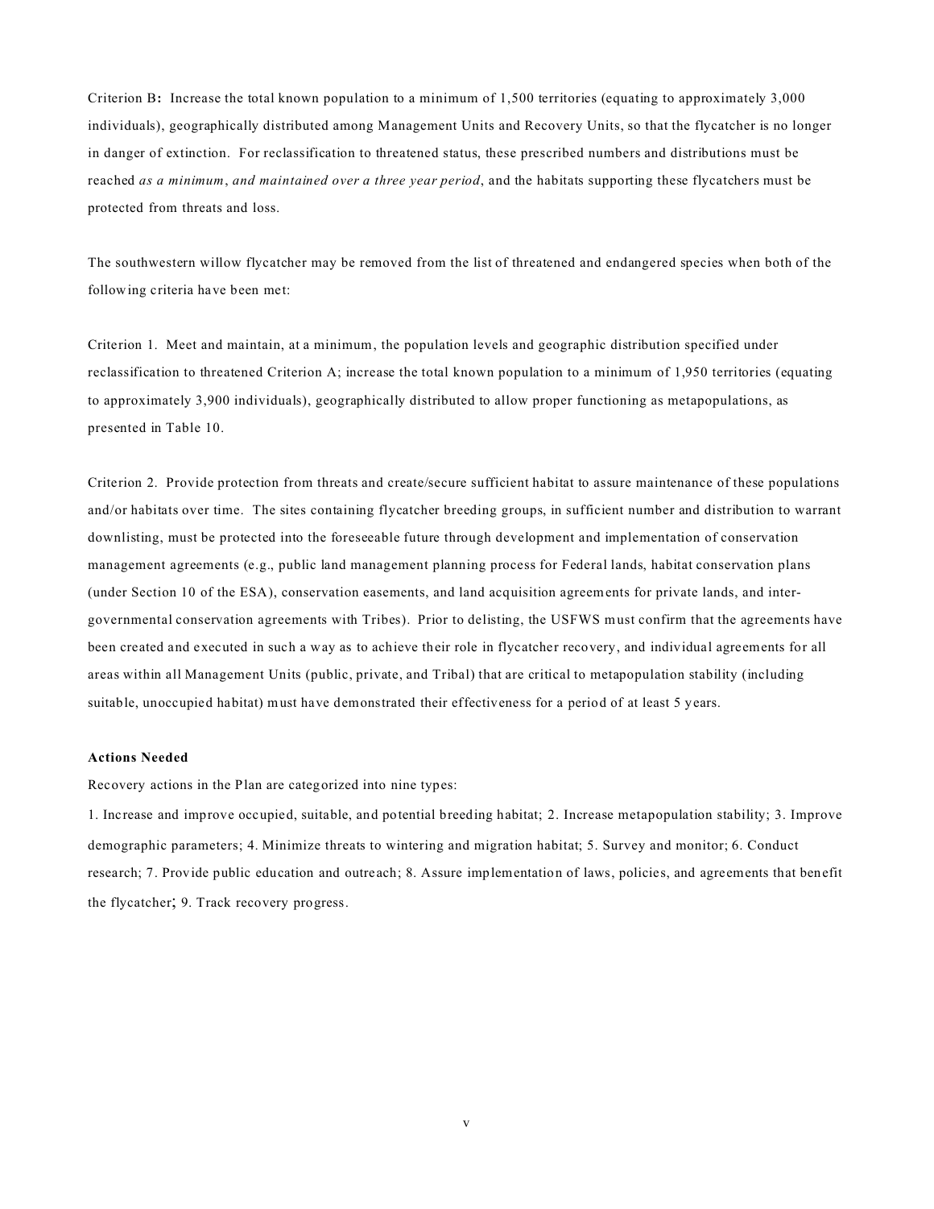Criterion B**:** Increase the total known population to a minimum of 1,500 territories (equating to approximately 3,000 individuals), geographically distributed among Management Units and Recovery Units, so that the flycatcher is no longer in danger of extinction. For reclassification to threatened status, these prescribed numbers and distributions must be reached *as a minimum*, *and maintained over a three year period*, and the habitats supporting these flycatchers must be protected from threats and loss.

The southwestern willow flycatcher may be removed from the list of threatened and endangered species when both of the following criteria have been met:

Criterion 1. Meet and maintain, at a minimum, the population levels and geographic distribution specified under reclassification to threatened Criterion A; increase the total known population to a minimum of 1,950 territories (equating to approximately 3,900 individuals), geographically distributed to allow proper functioning as metapopulations, as presented in Table 10.

Criterion 2. Provide protection from threats and create/secure sufficient habitat to assure maintenance of these populations and/or habitats over time. The sites containing flycatcher breeding groups, in sufficient number and distribution to warrant downlisting, must be protected into the foreseeable future through development and implementation of conservation management agreements (e.g., public land management planning process for Federal lands, habitat conservation plans (under Section 10 of the ESA), conservation easements, and land acquisition agreements for private lands, and inter-governmental conservation agreements with Tribes). Prior to delisting, the USFWS must confirm that the agreements have been created and executed in such a way as to achieve their role in flycatcher recovery, and individual agreements for all areas within all Management Units (public, private, and Tribal) that are critical to metapopulation stability (including suitable, unoccupied habitat) must have demonstrated their effectiveness for a period of at least 5 years.

**Actions Needed**

Recovery actions in the Plan are categorized into nine types:

1. Increase and improve occupied, suitable, and potential breeding habitat; 2. Increase metapopulation stability; 3. Improve demographic parameters; 4. Minimize threats to wintering and migration habitat; 5. Survey and monitor; 6. Conduct research; 7. Provide public education and outreach; 8. Assure implementation of laws, policies, and agreements that benefit the flycatcher; 9. Track recovery progress.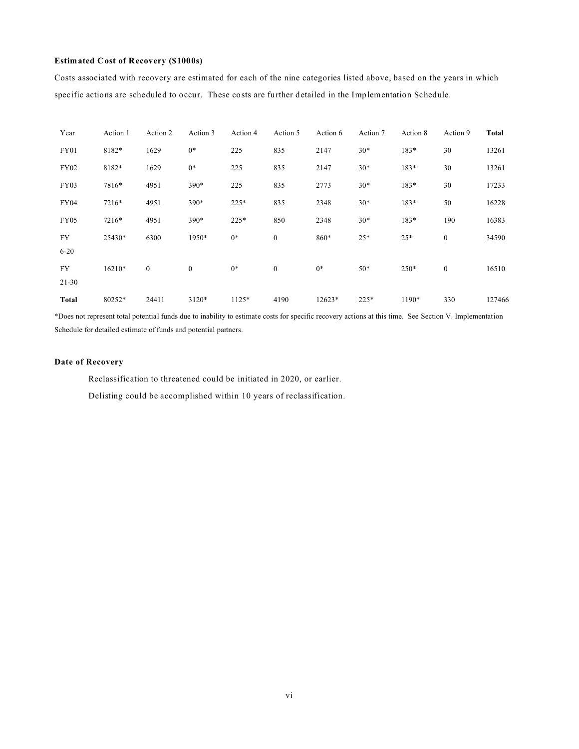**Estimated Cost of Recovery ($1000s)**

Costs associated with recovery are estimated for each of the nine categories listed above, based on the years in which specific actions are scheduled to occur. These costs are further detailed in the Implementation Schedule.

| Year | Action 1 | Action 2 | Action 3 | Action 4 | Action 5 | Action 6 | Action 7 | Action 8 | Action 9 | **Total** |
|---|---|---|---|---|---|---|---|---|---|---|
| FY01 | 8182* | 1629 | 0* | 225 | 835 | 2147 | 30* | 183* | 30 | 13261 |
| FY02 | 8182* | 1629 | 0* | 225 | 835 | 2147 | 30* | 183* | 30 | 13261 |
| FY03 | 7816* | 4951 | 390* | 225 | 835 | 2773 | 30* | 183* | 30 | 17233 |
| FY04 | 7216* | 4951 | 390* | 225* | 835 | 2348 | 30* | 183* | 50 | 16228 |
| FY05 | 7216* | 4951 | 390* | 225* | 850 | 2348 | 30* | 183* | 190 | 16383 |
| FY 6-20 | 25430* | 6300 | 1950* | 0* | 0 | 860* | 25* | 25* | 0 | 34590 |
| FY 21-30 | 16210* | 0 | 0 | 0* | 0 | 0* | 50* | 250* | 0 | 16510 |
| **Total** | 80252* | 24411 | 3120* | 1125* | 4190 | 12623* | 225* | 1190* | 330 | 127466 |

*Does not represent total potential funds due to inability to estimate costs for specific recovery actions at this time. See Section V. Implementation Schedule for detailed estimate of funds and potential partners.

**Date of Recovery**

Reclassification to threatened could be initiated in 2020, or earlier.

Delisting could be accomplished within 10 years of reclassification.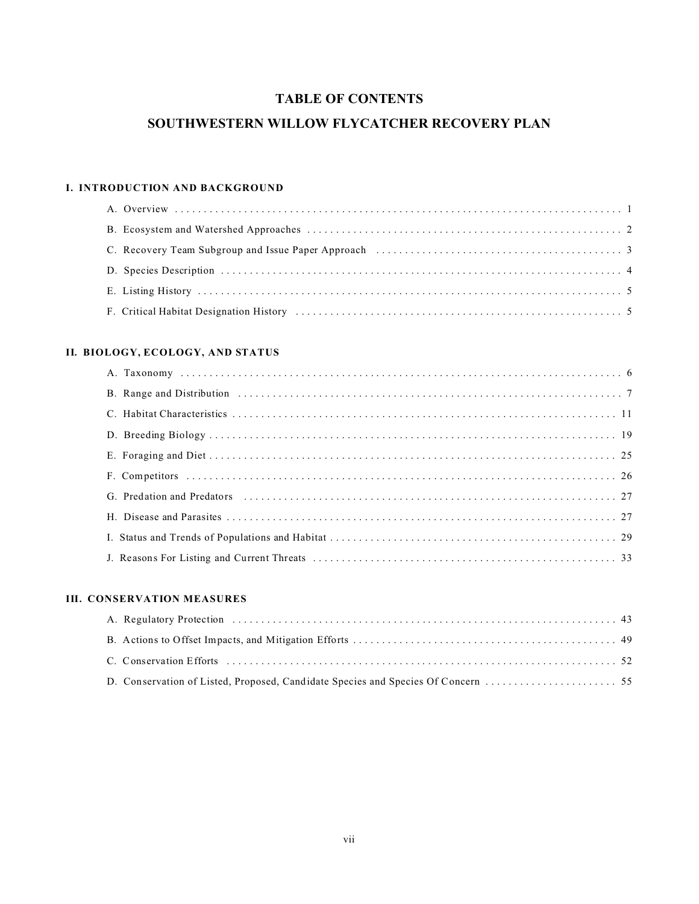# TABLE OF CONTENTS

# SOUTHWESTERN WILLOW FLYCATCHER RECOVERY PLAN

## I. INTRODUCTION AND BACKGROUND

A. Overview . . . . . . . . . . . . . . . . . . . . . . . . . . . . . . . . . . . . . . . . . . . . . . . . . . . . . . . . . . . . . . . . . . . 1

B. Ecosystem and Watershed Approaches . . . . . . . . . . . . . . . . . . . . . . . . . . . . . . . . . . . . . . . . . . . . . 2

C. Recovery Team Subgroup and Issue Paper Approach . . . . . . . . . . . . . . . . . . . . . . . . . . . . . . . . . 3

D. Species Description . . . . . . . . . . . . . . . . . . . . . . . . . . . . . . . . . . . . . . . . . . . . . . . . . . . . . . . . . . . 4

E. Listing History . . . . . . . . . . . . . . . . . . . . . . . . . . . . . . . . . . . . . . . . . . . . . . . . . . . . . . . . . . . . . . 5

F. Critical Habitat Designation History . . . . . . . . . . . . . . . . . . . . . . . . . . . . . . . . . . . . . . . . . . . . . . 5

## II. BIOLOGY, ECOLOGY, AND STATUS

A. Taxonomy . . . . . . . . . . . . . . . . . . . . . . . . . . . . . . . . . . . . . . . . . . . . . . . . . . . . . . . . . . . . . . . . . 6

B. Range and Distribution . . . . . . . . . . . . . . . . . . . . . . . . . . . . . . . . . . . . . . . . . . . . . . . . . . . . . . . . 7

C. Habitat Characteristics . . . . . . . . . . . . . . . . . . . . . . . . . . . . . . . . . . . . . . . . . . . . . . . . . . . . . . . 11

D. Breeding Biology . . . . . . . . . . . . . . . . . . . . . . . . . . . . . . . . . . . . . . . . . . . . . . . . . . . . . . . . . . . 19

E. Foraging and Diet . . . . . . . . . . . . . . . . . . . . . . . . . . . . . . . . . . . . . . . . . . . . . . . . . . . . . . . . . . . 25

F. Competitors . . . . . . . . . . . . . . . . . . . . . . . . . . . . . . . . . . . . . . . . . . . . . . . . . . . . . . . . . . . . . . . 26

G. Predation and Predators . . . . . . . . . . . . . . . . . . . . . . . . . . . . . . . . . . . . . . . . . . . . . . . . . . . . . 27

H. Disease and Parasites . . . . . . . . . . . . . . . . . . . . . . . . . . . . . . . . . . . . . . . . . . . . . . . . . . . . . . . 27

I. Status and Trends of Populations and Habitat . . . . . . . . . . . . . . . . . . . . . . . . . . . . . . . . . . . . . 29

J. Reasons For Listing and Current Threats . . . . . . . . . . . . . . . . . . . . . . . . . . . . . . . . . . . . . . . . 33

## III. CONSERVATION MEASURES

A. Regulatory Protection . . . . . . . . . . . . . . . . . . . . . . . . . . . . . . . . . . . . . . . . . . . . . . . . . . . . . . . 43

B. Actions to Offset Impacts, and Mitigation Efforts . . . . . . . . . . . . . . . . . . . . . . . . . . . . . . . . . 49

C. Conservation Efforts . . . . . . . . . . . . . . . . . . . . . . . . . . . . . . . . . . . . . . . . . . . . . . . . . . . . . . . . 52

D. Conservation of Listed, Proposed, Candidate Species and Species Of Concern . . . . . . . . . . . . . . . . . . . . . . . 55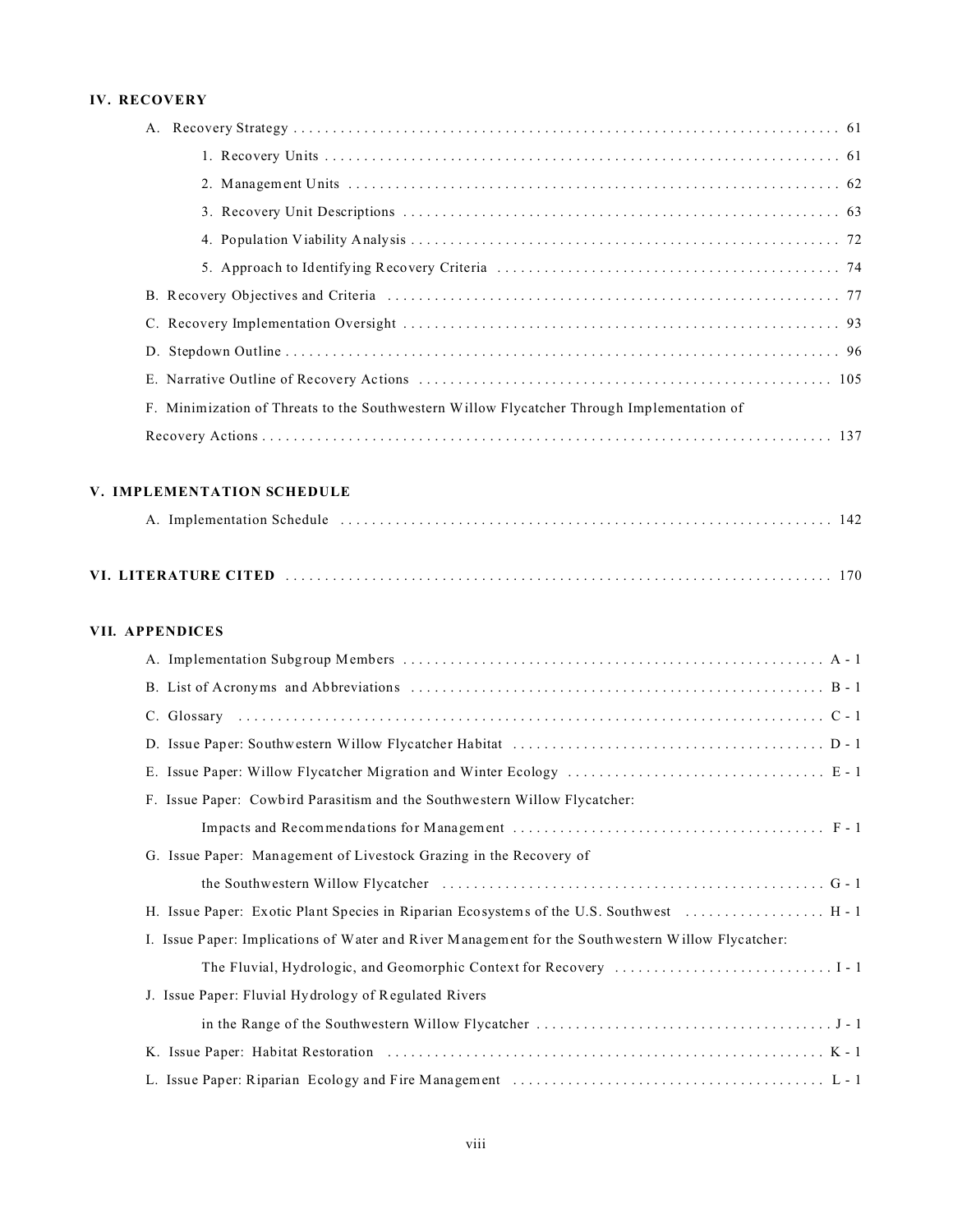## IV. RECOVERY

- A. Recovery Strategy . . . . . 61
  - 1. Recovery Units . . . . . 61
  - 2. Management Units . . . . . 62
  - 3. Recovery Unit Descriptions . . . . . 63
  - 4. Population Viability Analysis . . . . . 72
  - 5. Approach to Identifying Recovery Criteria . . . . . 74
- B. Recovery Objectives and Criteria . . . . . 77
- C. Recovery Implementation Oversight . . . . . 93
- D. Stepdown Outline . . . . . 96
- E. Narrative Outline of Recovery Actions . . . . . 105
- F. Minimization of Threats to the Southwestern Willow Flycatcher Through Implementation of Recovery Actions . . . . . 137

## V. IMPLEMENTATION SCHEDULE

- A. Implementation Schedule . . . . . 142

## VI. LITERATURE CITED . . . . . 170

## VII. APPENDICES

- A. Implementation Subgroup Members . . . . . A - 1
- B. List of Acronyms and Abbreviations . . . . . B - 1
- C. Glossary . . . . . C - 1
- D. Issue Paper: Southwestern Willow Flycatcher Habitat . . . . . D - 1
- E. Issue Paper: Willow Flycatcher Migration and Winter Ecology . . . . . E - 1
- F. Issue Paper: Cowbird Parasitism and the Southwestern Willow Flycatcher: Impacts and Recommendations for Management . . . . . F - 1
- G. Issue Paper: Management of Livestock Grazing in the Recovery of the Southwestern Willow Flycatcher . . . . . G - 1
- H. Issue Paper: Exotic Plant Species in Riparian Ecosystems of the U.S. Southwest . . . . . H - 1
- I. Issue Paper: Implications of Water and River Management for the Southwestern Willow Flycatcher: The Fluvial, Hydrologic, and Geomorphic Context for Recovery . . . . . I - 1
- J. Issue Paper: Fluvial Hydrology of Regulated Rivers in the Range of the Southwestern Willow Flycatcher . . . . . J - 1
- K. Issue Paper: Habitat Restoration . . . . . K - 1
- L. Issue Paper: Riparian Ecology and Fire Management . . . . . L - 1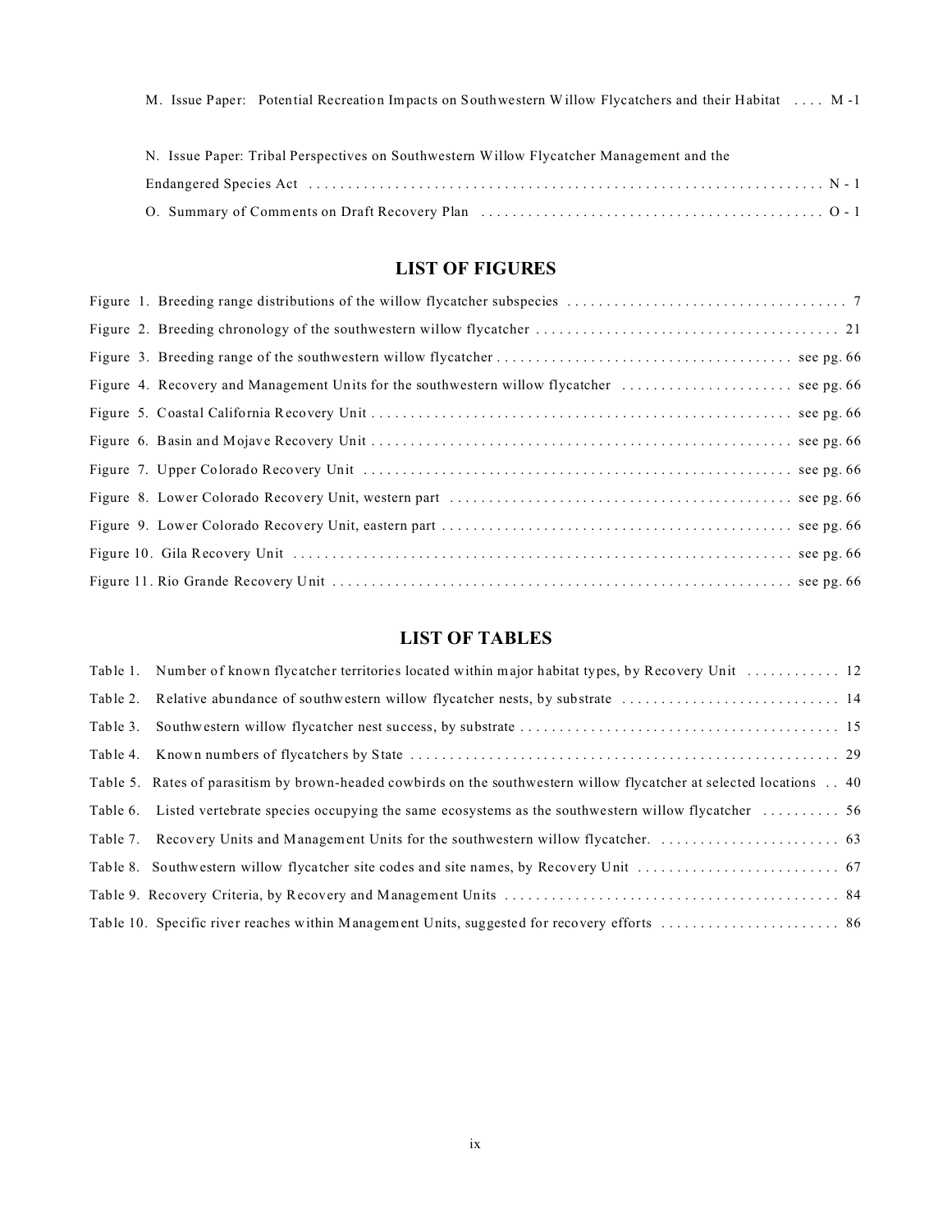M. Issue Paper: Potential Recreation Impacts on Southwestern Willow Flycatchers and their Habitat .... M -1

N. Issue Paper: Tribal Perspectives on Southwestern Willow Flycatcher Management and the Endangered Species Act ........ N - 1

O. Summary of Comments on Draft Recovery Plan ........ O - 1

## LIST OF FIGURES

Figure 1. Breeding range distributions of the willow flycatcher subspecies ........ 7

Figure 2. Breeding chronology of the southwestern willow flycatcher ........ 21

Figure 3. Breeding range of the southwestern willow flycatcher ........ see pg. 66

Figure 4. Recovery and Management Units for the southwestern willow flycatcher ........ see pg. 66

Figure 5. Coastal California Recovery Unit ........ see pg. 66

Figure 6. Basin and Mojave Recovery Unit ........ see pg. 66

Figure 7. Upper Colorado Recovery Unit ........ see pg. 66

Figure 8. Lower Colorado Recovery Unit, western part ........ see pg. 66

Figure 9. Lower Colorado Recovery Unit, eastern part ........ see pg. 66

Figure 10. Gila Recovery Unit ........ see pg. 66

Figure 11. Rio Grande Recovery Unit ........ see pg. 66

## LIST OF TABLES

Table 1. Number of known flycatcher territories located within major habitat types, by Recovery Unit ........ 12

Table 2. Relative abundance of southwestern willow flycatcher nests, by substrate ........ 14

Table 3. Southwestern willow flycatcher nest success, by substrate ........ 15

Table 4. Known numbers of flycatchers by State ........ 29

Table 5. Rates of parasitism by brown-headed cowbirds on the southwestern willow flycatcher at selected locations .. 40

Table 6. Listed vertebrate species occupying the same ecosystems as the southwestern willow flycatcher ........ 56

Table 7. Recovery Units and Management Units for the southwestern willow flycatcher. ........ 63

Table 8. Southwestern willow flycatcher site codes and site names, by Recovery Unit ........ 67

Table 9. Recovery Criteria, by Recovery and Management Units ........ 84

Table 10. Specific river reaches within Management Units, suggested for recovery efforts ........ 86